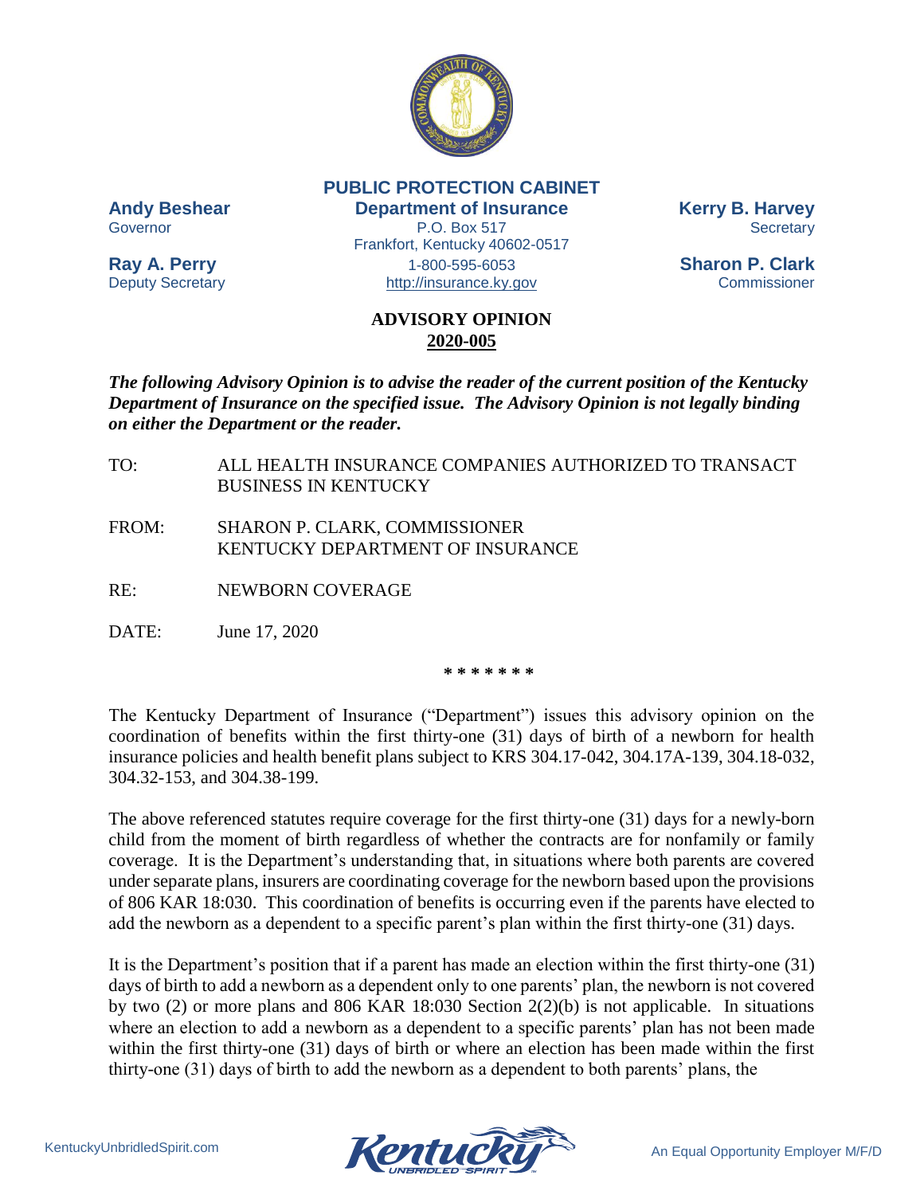**PUBLIC PROTECTION CABINET**
**Department of Insurance**
P.O. Box 517
Frankfort, Kentucky 40602-0517
1-800-595-6053
http://insurance.ky.gov

**Andy Beshear**
Governor

**Ray A. Perry**
Deputy Secretary

**Kerry B. Harvey**
Secretary

**Sharon P. Clark**
Commissioner

# ADVISORY OPINION
## 2020-005

***The following Advisory Opinion is to advise the reader of the current position of the Kentucky Department of Insurance on the specified issue. The Advisory Opinion is not legally binding on either the Department or the reader.***

TO: ALL HEALTH INSURANCE COMPANIES AUTHORIZED TO TRANSACT BUSINESS IN KENTUCKY

FROM: SHARON P. CLARK, COMMISSIONER
KENTUCKY DEPARTMENT OF INSURANCE

RE: NEWBORN COVERAGE

DATE: June 17, 2020

\* \* \* \* \* \* \*

The Kentucky Department of Insurance ("Department") issues this advisory opinion on the coordination of benefits within the first thirty-one (31) days of birth of a newborn for health insurance policies and health benefit plans subject to KRS 304.17-042, 304.17A-139, 304.18-032, 304.32-153, and 304.38-199.

The above referenced statutes require coverage for the first thirty-one (31) days for a newly-born child from the moment of birth regardless of whether the contracts are for nonfamily or family coverage. It is the Department's understanding that, in situations where both parents are covered under separate plans, insurers are coordinating coverage for the newborn based upon the provisions of 806 KAR 18:030. This coordination of benefits is occurring even if the parents have elected to add the newborn as a dependent to a specific parent's plan within the first thirty-one (31) days.

It is the Department's position that if a parent has made an election within the first thirty-one (31) days of birth to add a newborn as a dependent only to one parents' plan, the newborn is not covered by two (2) or more plans and 806 KAR 18:030 Section 2(2)(b) is not applicable. In situations where an election to add a newborn as a dependent to a specific parents' plan has not been made within the first thirty-one (31) days of birth or where an election has been made within the first thirty-one (31) days of birth to add the newborn as a dependent to both parents' plans, the

KentuckyUnbridledSpirit.com

An Equal Opportunity Employer M/F/D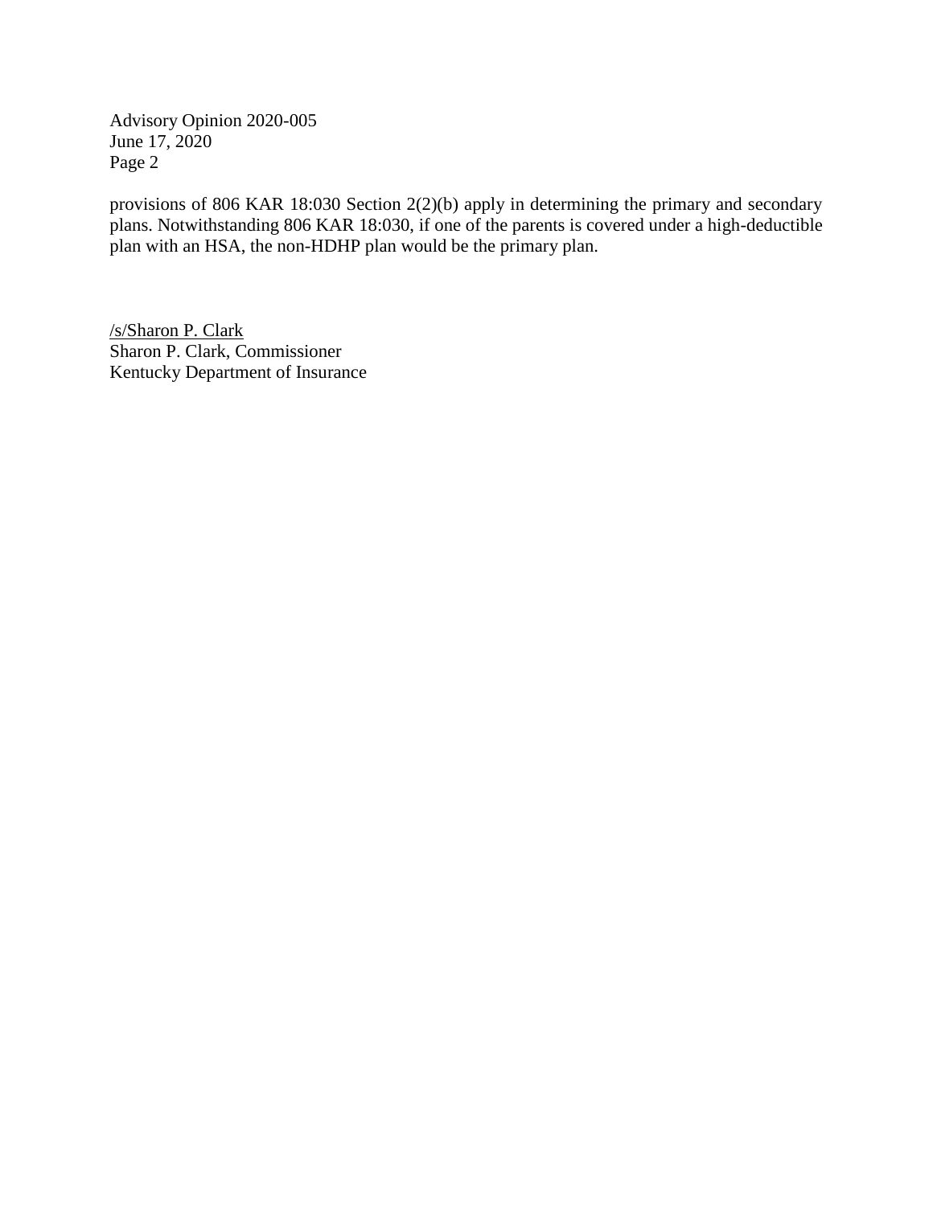provisions of 806 KAR 18:030 Section 2(2)(b) apply in determining the primary and secondary plans. Notwithstanding 806 KAR 18:030, if one of the parents is covered under a high-deductible plan with an HSA, the non-HDHP plan would be the primary plan.

/s/Sharon P. Clark
Sharon P. Clark, Commissioner
Kentucky Department of Insurance